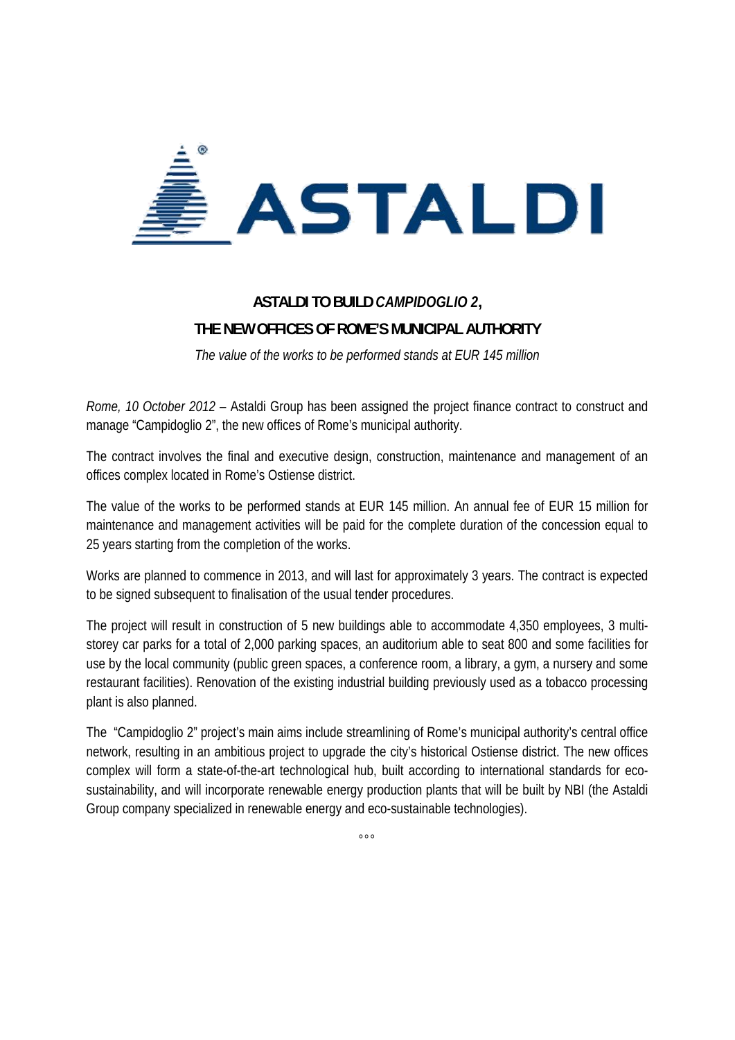# ASTALDI TO BUILD *CAMPIDOGLIO 2*, THE NEW OFFICES OF ROME'S MUNICIPAL AUTHORITY

*The value of the works to be performed stands at EUR 145 million*

*Rome, 10 October 2012* – Astaldi Group has been assigned the project finance contract to construct and manage "Campidoglio 2", the new offices of Rome's municipal authority.

The contract involves the final and executive design, construction, maintenance and management of an offices complex located in Rome's Ostiense district.

The value of the works to be performed stands at EUR 145 million. An annual fee of EUR 15 million for maintenance and management activities will be paid for the complete duration of the concession equal to 25 years starting from the completion of the works.

Works are planned to commence in 2013, and will last for approximately 3 years. The contract is expected to be signed subsequent to finalisation of the usual tender procedures.

The project will result in construction of 5 new buildings able to accommodate 4,350 employees, 3 multi-storey car parks for a total of 2,000 parking spaces, an auditorium able to seat 800 and some facilities for use by the local community (public green spaces, a conference room, a library, a gym, a nursery and some restaurant facilities). Renovation of the existing industrial building previously used as a tobacco processing plant is also planned.

The "Campidoglio 2" project's main aims include streamlining of Rome's municipal authority's central office network, resulting in an ambitious project to upgrade the city's historical Ostiense district. The new offices complex will form a state-of-the-art technological hub, built according to international standards for eco-sustainability, and will incorporate renewable energy production plants that will be built by NBI (the Astaldi Group company specialized in renewable energy and eco-sustainable technologies).

°°°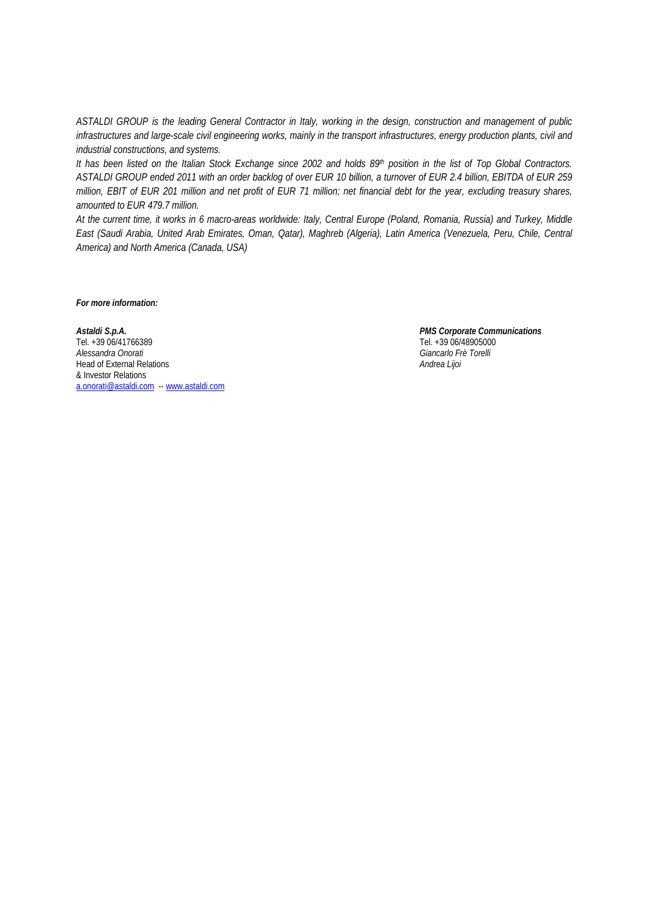*ASTALDI GROUP is the leading General Contractor in Italy, working in the design, construction and management of public infrastructures and large-scale civil engineering works, mainly in the transport infrastructures, energy production plants, civil and industrial constructions, and systems.*

*It has been listed on the Italian Stock Exchange since 2002 and holds 89th position in the list of Top Global Contractors. ASTALDI GROUP ended 2011 with an order backlog of over EUR 10 billion, a turnover of EUR 2.4 billion, EBITDA of EUR 259 million, EBIT of EUR 201 million and net profit of EUR 71 million; net financial debt for the year, excluding treasury shares, amounted to EUR 479.7 million.*

*At the current time, it works in 6 macro-areas worldwide: Italy, Central Europe (Poland, Romania, Russia) and Turkey, Middle East (Saudi Arabia, United Arab Emirates, Oman, Qatar), Maghreb (Algeria), Latin America (Venezuela, Peru, Chile, Central America) and North America (Canada, USA)*

***For more information:***

***Astaldi S.p.A.***
Tel. +39 06/41766389
*Alessandra Onorati*
Head of External Relations
& Investor Relations
a.onorati@astaldi.com -- www.astaldi.com

***PMS Corporate Communications***
Tel. +39 06/48905000
*Giancarlo Frè Torelli*
*Andrea Lijoi*